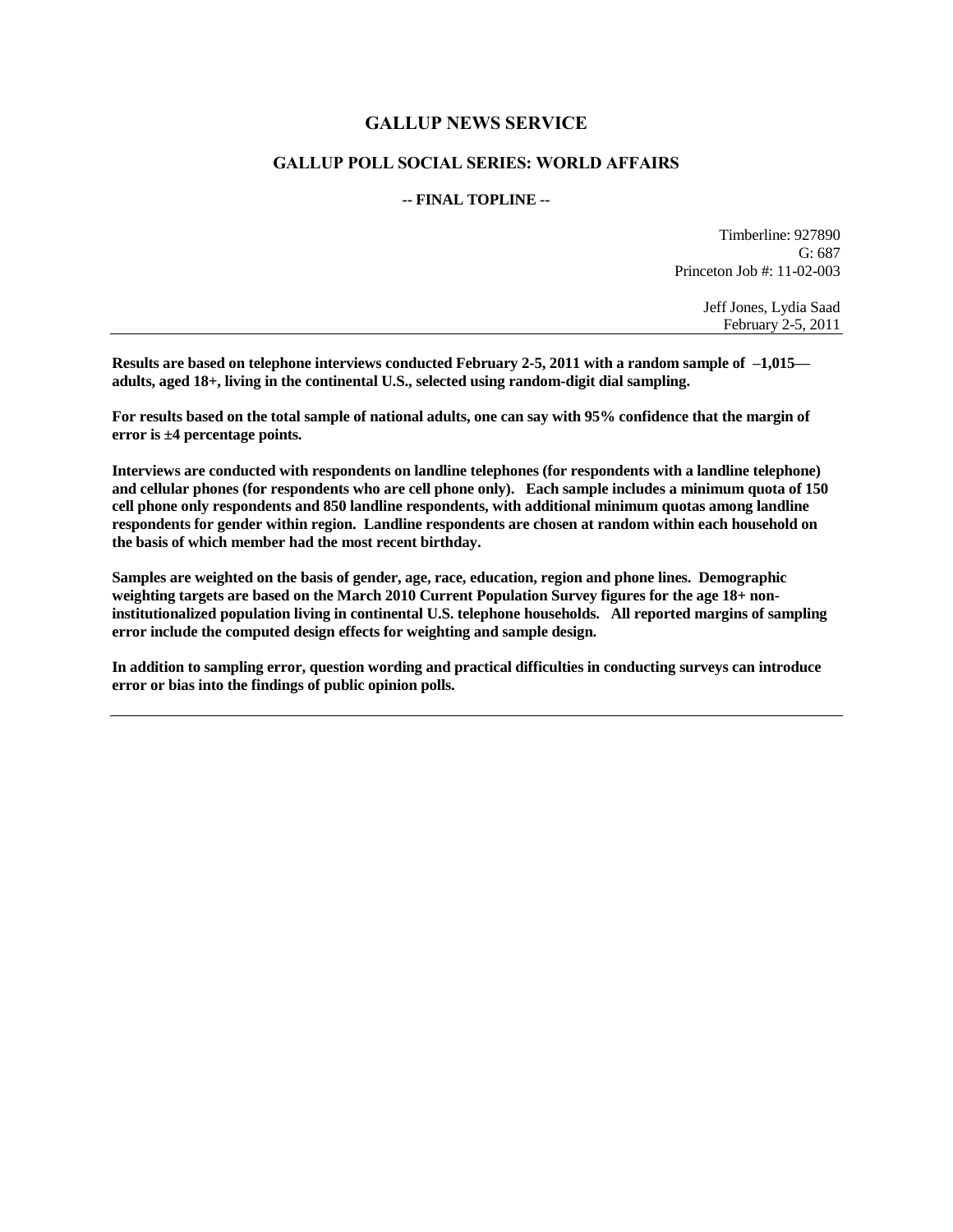# GALLUP NEWS SERVICE

## GALLUP POLL SOCIAL SERIES: WORLD AFFAIRS

**-- FINAL TOPLINE --**

Timberline: 927890
G: 687
Princeton Job #: 11-02-003

Jeff Jones, Lydia Saad
February 2-5, 2011

---

**Results are based on telephone interviews conducted February 2-5, 2011 with a random sample of –1,015— adults, aged 18+, living in the continental U.S., selected using random-digit dial sampling.**

**For results based on the total sample of national adults, one can say with 95% confidence that the margin of error is ±4 percentage points.**

**Interviews are conducted with respondents on landline telephones (for respondents with a landline telephone) and cellular phones (for respondents who are cell phone only). Each sample includes a minimum quota of 150 cell phone only respondents and 850 landline respondents, with additional minimum quotas among landline respondents for gender within region. Landline respondents are chosen at random within each household on the basis of which member had the most recent birthday.**

**Samples are weighted on the basis of gender, age, race, education, region and phone lines. Demographic weighting targets are based on the March 2010 Current Population Survey figures for the age 18+ non-institutionalized population living in continental U.S. telephone households. All reported margins of sampling error include the computed design effects for weighting and sample design.**

**In addition to sampling error, question wording and practical difficulties in conducting surveys can introduce error or bias into the findings of public opinion polls.**

---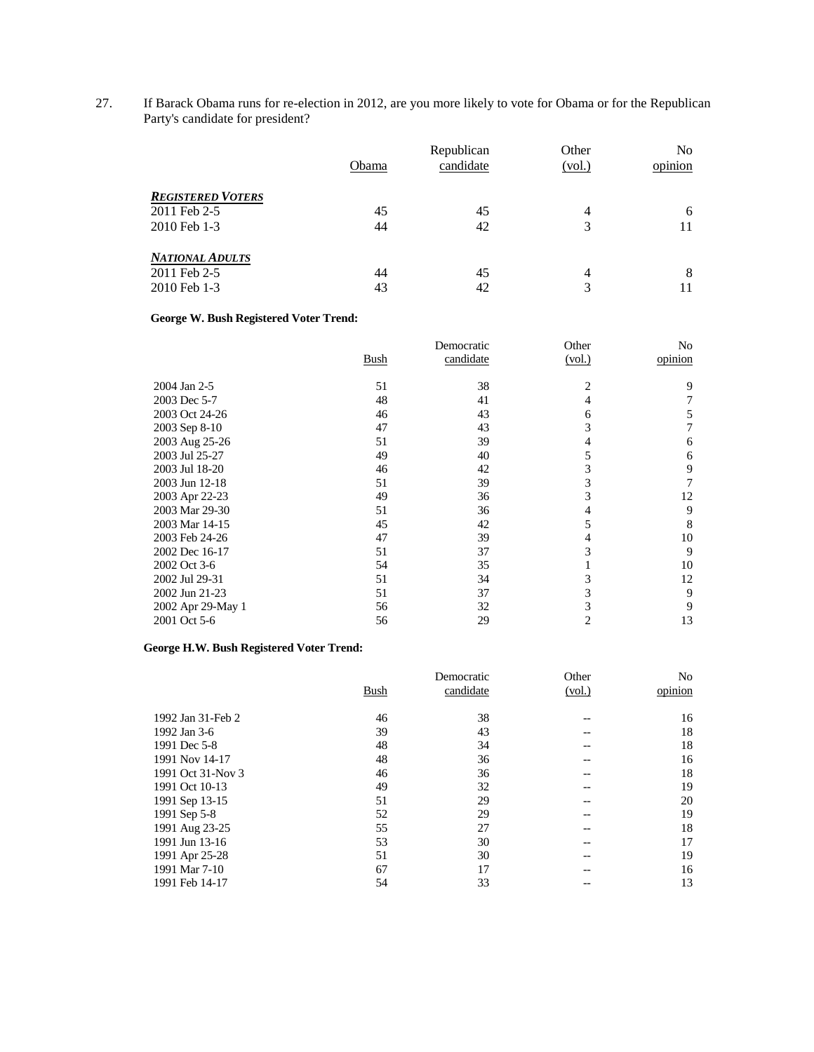27. If Barack Obama runs for re-election in 2012, are you more likely to vote for Obama or for the Republican Party's candidate for president?

| | Obama | Republican candidate | Other (vol.) | No opinion |
|---|---|---|---|---|
| ***REGISTERED VOTERS*** | | | | |
| 2011 Feb 2-5 | 45 | 45 | 4 | 6 |
| 2010 Feb 1-3 | 44 | 42 | 3 | 11 |
| ***NATIONAL ADULTS*** | | | | |
| 2011 Feb 2-5 | 44 | 45 | 4 | 8 |
| 2010 Feb 1-3 | 43 | 42 | 3 | 11 |

**George W. Bush Registered Voter Trend:**

| | Bush | Democratic candidate | Other (vol.) | No opinion |
|---|---|---|---|---|
| 2004 Jan 2-5 | 51 | 38 | 2 | 9 |
| 2003 Dec 5-7 | 48 | 41 | 4 | 7 |
| 2003 Oct 24-26 | 46 | 43 | 6 | 5 |
| 2003 Sep 8-10 | 47 | 43 | 3 | 7 |
| 2003 Aug 25-26 | 51 | 39 | 4 | 6 |
| 2003 Jul 25-27 | 49 | 40 | 5 | 6 |
| 2003 Jul 18-20 | 46 | 42 | 3 | 9 |
| 2003 Jun 12-18 | 51 | 39 | 3 | 7 |
| 2003 Apr 22-23 | 49 | 36 | 3 | 12 |
| 2003 Mar 29-30 | 51 | 36 | 4 | 9 |
| 2003 Mar 14-15 | 45 | 42 | 5 | 8 |
| 2003 Feb 24-26 | 47 | 39 | 4 | 10 |
| 2002 Dec 16-17 | 51 | 37 | 3 | 9 |
| 2002 Oct 3-6 | 54 | 35 | 1 | 10 |
| 2002 Jul 29-31 | 51 | 34 | 3 | 12 |
| 2002 Jun 21-23 | 51 | 37 | 3 | 9 |
| 2002 Apr 29-May 1 | 56 | 32 | 3 | 9 |
| 2001 Oct 5-6 | 56 | 29 | 2 | 13 |

**George H.W. Bush Registered Voter Trend:**

| | Bush | Democratic candidate | Other (vol.) | No opinion |
|---|---|---|---|---|
| 1992 Jan 31-Feb 2 | 46 | 38 | -- | 16 |
| 1992 Jan 3-6 | 39 | 43 | -- | 18 |
| 1991 Dec 5-8 | 48 | 34 | -- | 18 |
| 1991 Nov 14-17 | 48 | 36 | -- | 16 |
| 1991 Oct 31-Nov 3 | 46 | 36 | -- | 18 |
| 1991 Oct 10-13 | 49 | 32 | -- | 19 |
| 1991 Sep 13-15 | 51 | 29 | -- | 20 |
| 1991 Sep 5-8 | 52 | 29 | -- | 19 |
| 1991 Aug 23-25 | 55 | 27 | -- | 18 |
| 1991 Jun 13-16 | 53 | 30 | -- | 17 |
| 1991 Apr 25-28 | 51 | 30 | -- | 19 |
| 1991 Mar 7-10 | 67 | 17 | -- | 16 |
| 1991 Feb 14-17 | 54 | 33 | -- | 13 |